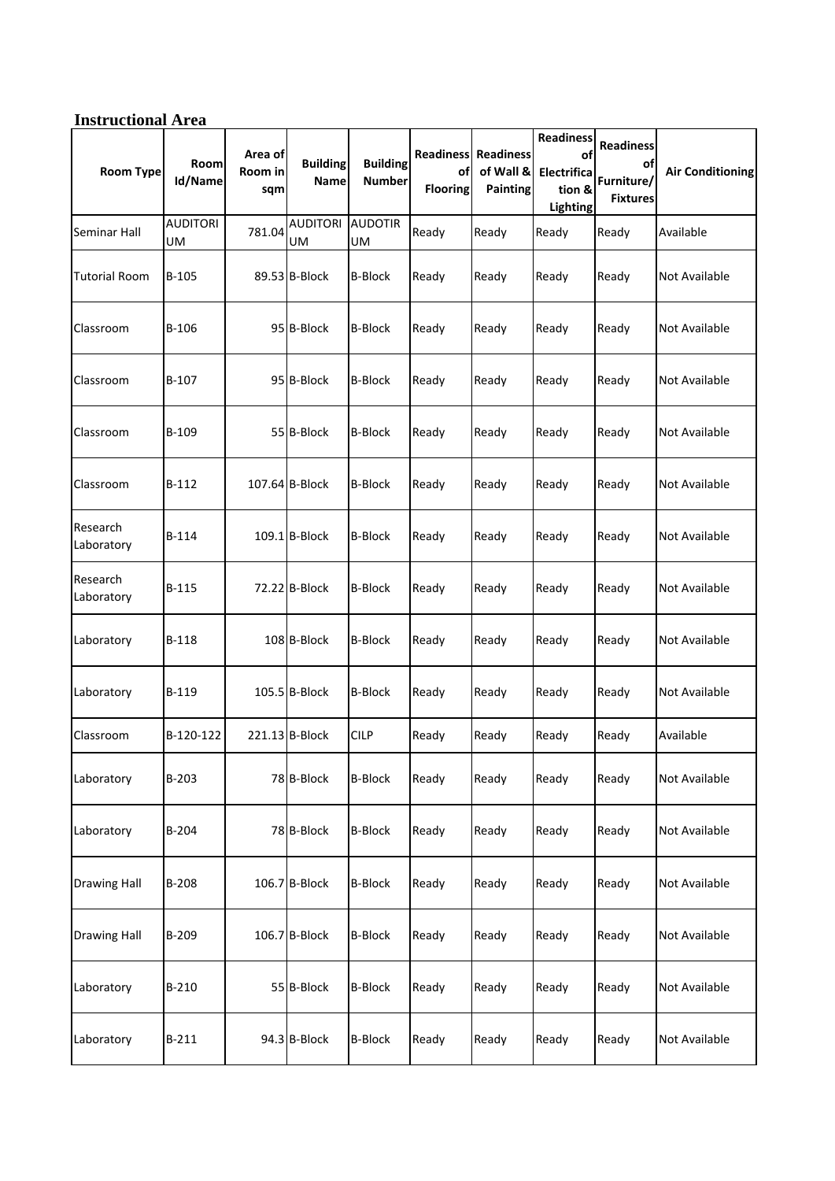## Instructional Area

| Room Type | Room Id/Name | Area of Room in sqm | Building Name | Building Number | Readiness of Flooring | Readiness of Wall & Painting | Readiness of Electrification & Lighting | Readiness of Furniture/ Fixtures | Air Conditioning |
|---|---|---|---|---|---|---|---|---|---|
| Seminar Hall | AUDITORIUM | 781.04 | AUDITORIUM | AUDOTIRUM | Ready | Ready | Ready | Ready | Available |
| Tutorial Room | B-105 | 89.53 | B-Block | B-Block | Ready | Ready | Ready | Ready | Not Available |
| Classroom | B-106 | 95 | B-Block | B-Block | Ready | Ready | Ready | Ready | Not Available |
| Classroom | B-107 | 95 | B-Block | B-Block | Ready | Ready | Ready | Ready | Not Available |
| Classroom | B-109 | 55 | B-Block | B-Block | Ready | Ready | Ready | Ready | Not Available |
| Classroom | B-112 | 107.64 | B-Block | B-Block | Ready | Ready | Ready | Ready | Not Available |
| Research Laboratory | B-114 | 109.1 | B-Block | B-Block | Ready | Ready | Ready | Ready | Not Available |
| Research Laboratory | B-115 | 72.22 | B-Block | B-Block | Ready | Ready | Ready | Ready | Not Available |
| Laboratory | B-118 | 108 | B-Block | B-Block | Ready | Ready | Ready | Ready | Not Available |
| Laboratory | B-119 | 105.5 | B-Block | B-Block | Ready | Ready | Ready | Ready | Not Available |
| Classroom | B-120-122 | 221.13 | B-Block | CILP | Ready | Ready | Ready | Ready | Available |
| Laboratory | B-203 | 78 | B-Block | B-Block | Ready | Ready | Ready | Ready | Not Available |
| Laboratory | B-204 | 78 | B-Block | B-Block | Ready | Ready | Ready | Ready | Not Available |
| Drawing Hall | B-208 | 106.7 | B-Block | B-Block | Ready | Ready | Ready | Ready | Not Available |
| Drawing Hall | B-209 | 106.7 | B-Block | B-Block | Ready | Ready | Ready | Ready | Not Available |
| Laboratory | B-210 | 55 | B-Block | B-Block | Ready | Ready | Ready | Ready | Not Available |
| Laboratory | B-211 | 94.3 | B-Block | B-Block | Ready | Ready | Ready | Ready | Not Available |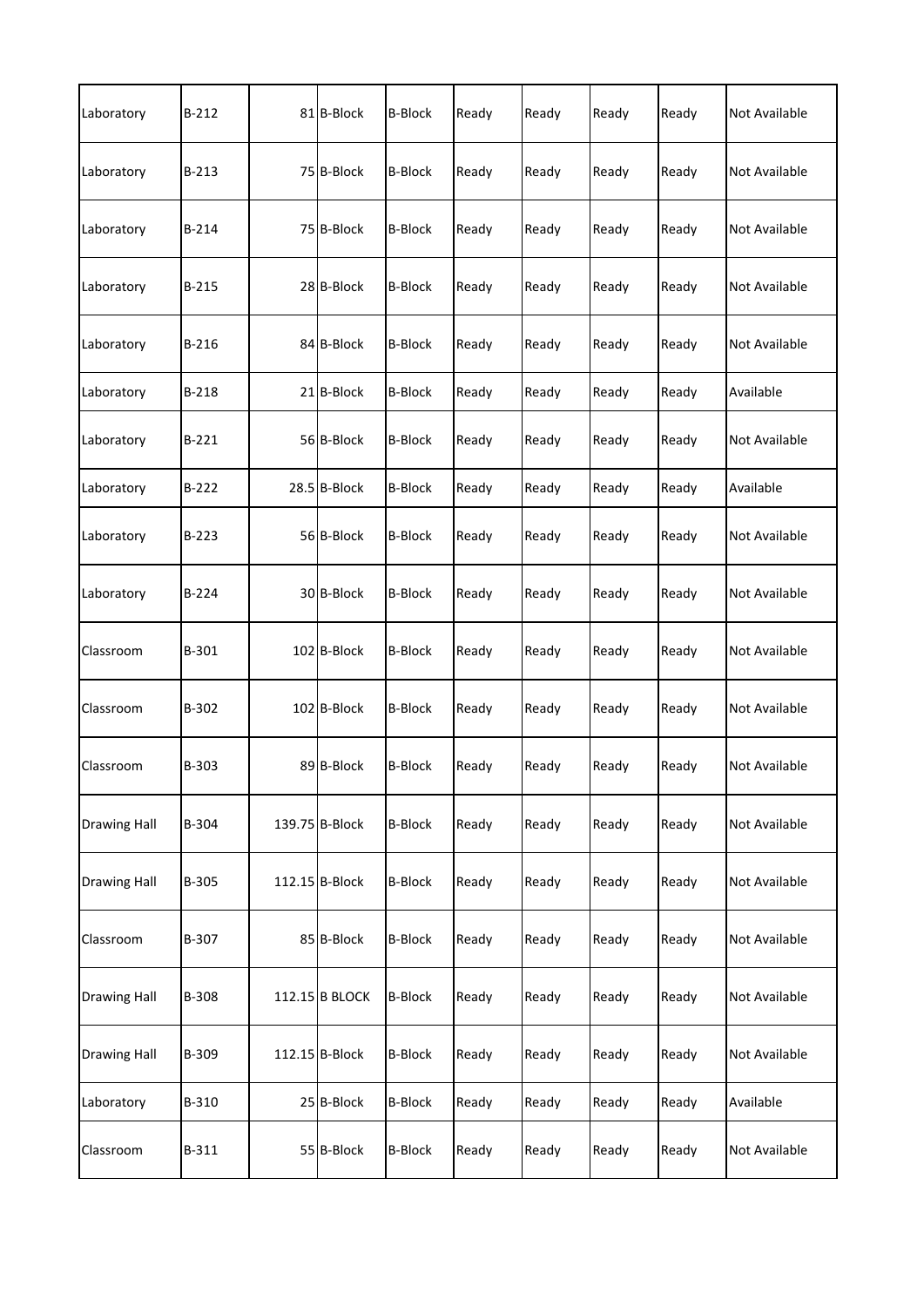| | | | | | | | | | |
|---|---|---|---|---|---|---|---|---|---|
| Laboratory | B-212 | 81 | B-Block | B-Block | Ready | Ready | Ready | Ready | Not Available |
| Laboratory | B-213 | 75 | B-Block | B-Block | Ready | Ready | Ready | Ready | Not Available |
| Laboratory | B-214 | 75 | B-Block | B-Block | Ready | Ready | Ready | Ready | Not Available |
| Laboratory | B-215 | 28 | B-Block | B-Block | Ready | Ready | Ready | Ready | Not Available |
| Laboratory | B-216 | 84 | B-Block | B-Block | Ready | Ready | Ready | Ready | Not Available |
| Laboratory | B-218 | 21 | B-Block | B-Block | Ready | Ready | Ready | Ready | Available |
| Laboratory | B-221 | 56 | B-Block | B-Block | Ready | Ready | Ready | Ready | Not Available |
| Laboratory | B-222 | 28.5 | B-Block | B-Block | Ready | Ready | Ready | Ready | Available |
| Laboratory | B-223 | 56 | B-Block | B-Block | Ready | Ready | Ready | Ready | Not Available |
| Laboratory | B-224 | 30 | B-Block | B-Block | Ready | Ready | Ready | Ready | Not Available |
| Classroom | B-301 | 102 | B-Block | B-Block | Ready | Ready | Ready | Ready | Not Available |
| Classroom | B-302 | 102 | B-Block | B-Block | Ready | Ready | Ready | Ready | Not Available |
| Classroom | B-303 | 89 | B-Block | B-Block | Ready | Ready | Ready | Ready | Not Available |
| Drawing Hall | B-304 | 139.75 | B-Block | B-Block | Ready | Ready | Ready | Ready | Not Available |
| Drawing Hall | B-305 | 112.15 | B-Block | B-Block | Ready | Ready | Ready | Ready | Not Available |
| Classroom | B-307 | 85 | B-Block | B-Block | Ready | Ready | Ready | Ready | Not Available |
| Drawing Hall | B-308 | 112.15 | B BLOCK | B-Block | Ready | Ready | Ready | Ready | Not Available |
| Drawing Hall | B-309 | 112.15 | B-Block | B-Block | Ready | Ready | Ready | Ready | Not Available |
| Laboratory | B-310 | 25 | B-Block | B-Block | Ready | Ready | Ready | Ready | Available |
| Classroom | B-311 | 55 | B-Block | B-Block | Ready | Ready | Ready | Ready | Not Available |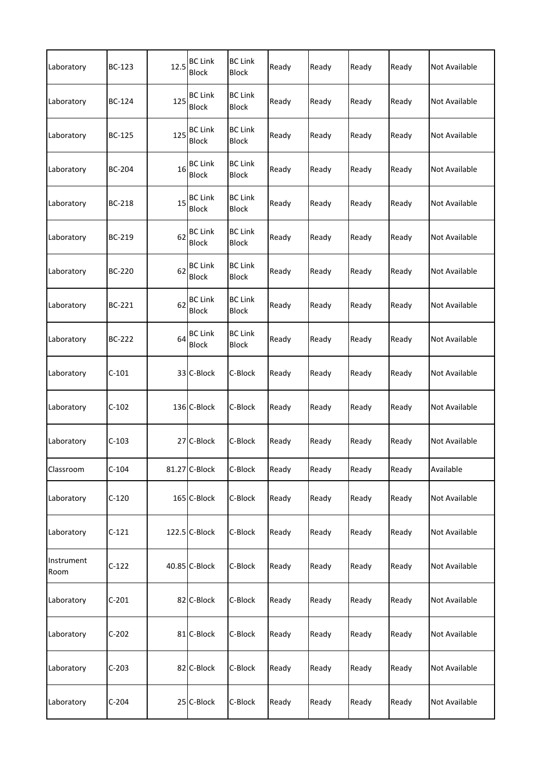| | | | | | | | | | |
|---|---|---|---|---|---|---|---|---|---|
| Laboratory | BC-123 | 12.5 | BC Link Block | BC Link Block | Ready | Ready | Ready | Ready | Not Available |
| Laboratory | BC-124 | 125 | BC Link Block | BC Link Block | Ready | Ready | Ready | Ready | Not Available |
| Laboratory | BC-125 | 125 | BC Link Block | BC Link Block | Ready | Ready | Ready | Ready | Not Available |
| Laboratory | BC-204 | 16 | BC Link Block | BC Link Block | Ready | Ready | Ready | Ready | Not Available |
| Laboratory | BC-218 | 15 | BC Link Block | BC Link Block | Ready | Ready | Ready | Ready | Not Available |
| Laboratory | BC-219 | 62 | BC Link Block | BC Link Block | Ready | Ready | Ready | Ready | Not Available |
| Laboratory | BC-220 | 62 | BC Link Block | BC Link Block | Ready | Ready | Ready | Ready | Not Available |
| Laboratory | BC-221 | 62 | BC Link Block | BC Link Block | Ready | Ready | Ready | Ready | Not Available |
| Laboratory | BC-222 | 64 | BC Link Block | BC Link Block | Ready | Ready | Ready | Ready | Not Available |
| Laboratory | C-101 | 33 | C-Block | C-Block | Ready | Ready | Ready | Ready | Not Available |
| Laboratory | C-102 | 136 | C-Block | C-Block | Ready | Ready | Ready | Ready | Not Available |
| Laboratory | C-103 | 27 | C-Block | C-Block | Ready | Ready | Ready | Ready | Not Available |
| Classroom | C-104 | 81.27 | C-Block | C-Block | Ready | Ready | Ready | Ready | Available |
| Laboratory | C-120 | 165 | C-Block | C-Block | Ready | Ready | Ready | Ready | Not Available |
| Laboratory | C-121 | 122.5 | C-Block | C-Block | Ready | Ready | Ready | Ready | Not Available |
| Instrument Room | C-122 | 40.85 | C-Block | C-Block | Ready | Ready | Ready | Ready | Not Available |
| Laboratory | C-201 | 82 | C-Block | C-Block | Ready | Ready | Ready | Ready | Not Available |
| Laboratory | C-202 | 81 | C-Block | C-Block | Ready | Ready | Ready | Ready | Not Available |
| Laboratory | C-203 | 82 | C-Block | C-Block | Ready | Ready | Ready | Ready | Not Available |
| Laboratory | C-204 | 25 | C-Block | C-Block | Ready | Ready | Ready | Ready | Not Available |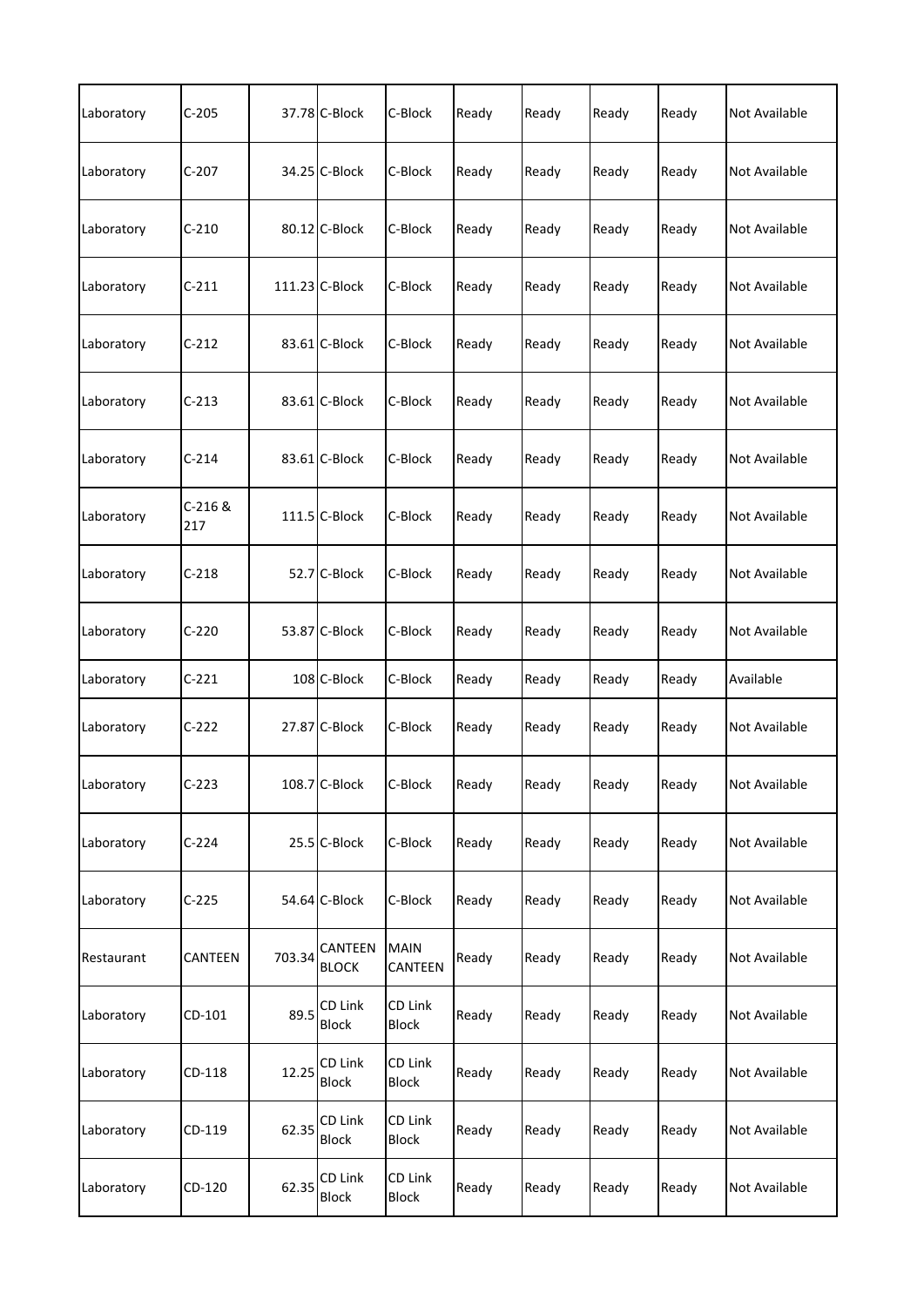| | | | | | | | | | |
|---|---|---|---|---|---|---|---|---|---|
| Laboratory | C-205 | 37.78 | C-Block | C-Block | Ready | Ready | Ready | Ready | Not Available |
| Laboratory | C-207 | 34.25 | C-Block | C-Block | Ready | Ready | Ready | Ready | Not Available |
| Laboratory | C-210 | 80.12 | C-Block | C-Block | Ready | Ready | Ready | Ready | Not Available |
| Laboratory | C-211 | 111.23 | C-Block | C-Block | Ready | Ready | Ready | Ready | Not Available |
| Laboratory | C-212 | 83.61 | C-Block | C-Block | Ready | Ready | Ready | Ready | Not Available |
| Laboratory | C-213 | 83.61 | C-Block | C-Block | Ready | Ready | Ready | Ready | Not Available |
| Laboratory | C-214 | 83.61 | C-Block | C-Block | Ready | Ready | Ready | Ready | Not Available |
| Laboratory | C-216 & 217 | 111.5 | C-Block | C-Block | Ready | Ready | Ready | Ready | Not Available |
| Laboratory | C-218 | 52.7 | C-Block | C-Block | Ready | Ready | Ready | Ready | Not Available |
| Laboratory | C-220 | 53.87 | C-Block | C-Block | Ready | Ready | Ready | Ready | Not Available |
| Laboratory | C-221 | 108 | C-Block | C-Block | Ready | Ready | Ready | Ready | Available |
| Laboratory | C-222 | 27.87 | C-Block | C-Block | Ready | Ready | Ready | Ready | Not Available |
| Laboratory | C-223 | 108.7 | C-Block | C-Block | Ready | Ready | Ready | Ready | Not Available |
| Laboratory | C-224 | 25.5 | C-Block | C-Block | Ready | Ready | Ready | Ready | Not Available |
| Laboratory | C-225 | 54.64 | C-Block | C-Block | Ready | Ready | Ready | Ready | Not Available |
| Restaurant | CANTEEN | 703.34 | CANTEEN BLOCK | MAIN CANTEEN | Ready | Ready | Ready | Ready | Not Available |
| Laboratory | CD-101 | 89.5 | CD Link Block | CD Link Block | Ready | Ready | Ready | Ready | Not Available |
| Laboratory | CD-118 | 12.25 | CD Link Block | CD Link Block | Ready | Ready | Ready | Ready | Not Available |
| Laboratory | CD-119 | 62.35 | CD Link Block | CD Link Block | Ready | Ready | Ready | Ready | Not Available |
| Laboratory | CD-120 | 62.35 | CD Link Block | CD Link Block | Ready | Ready | Ready | Ready | Not Available |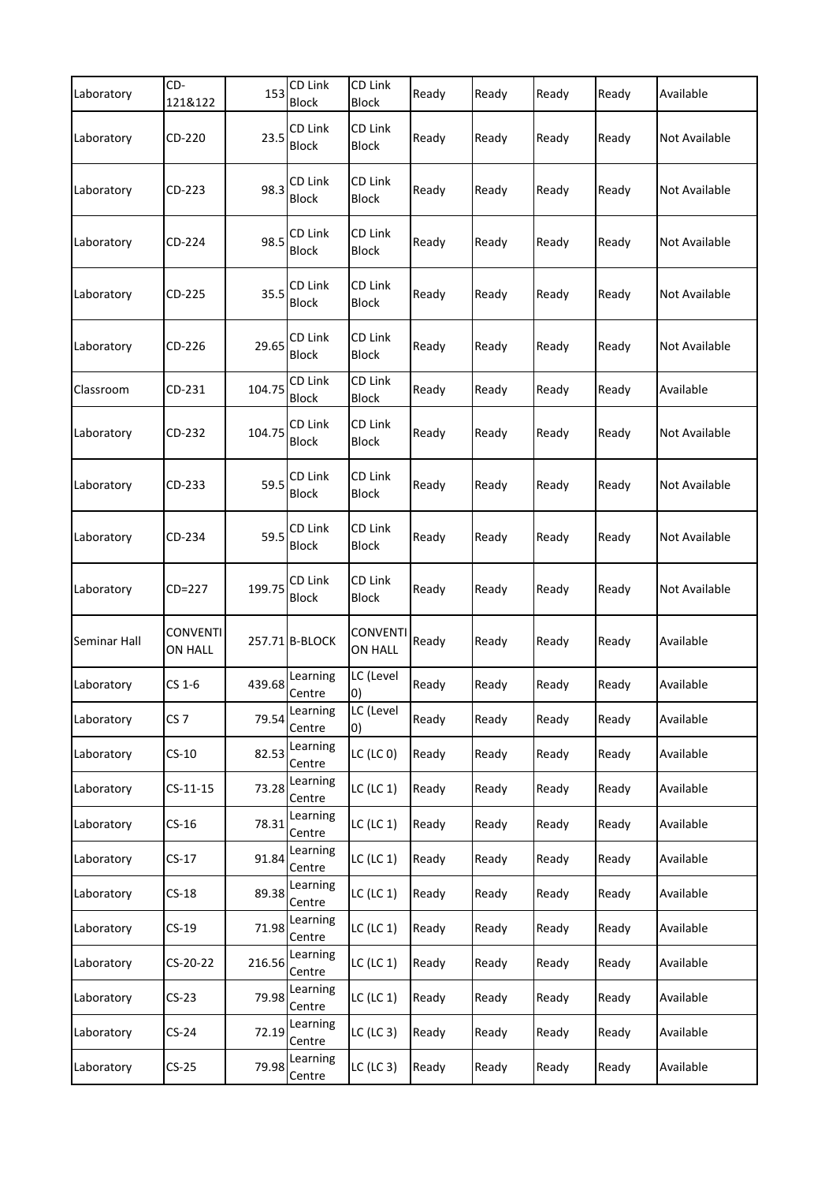| Laboratory | CD-121&122 | 153 | CD Link Block | CD Link Block | Ready | Ready | Ready | Ready | Available |
|---|---|---|---|---|---|---|---|---|---|
| Laboratory | CD-220 | 23.5 | CD Link Block | CD Link Block | Ready | Ready | Ready | Ready | Not Available |
| Laboratory | CD-223 | 98.3 | CD Link Block | CD Link Block | Ready | Ready | Ready | Ready | Not Available |
| Laboratory | CD-224 | 98.5 | CD Link Block | CD Link Block | Ready | Ready | Ready | Ready | Not Available |
| Laboratory | CD-225 | 35.5 | CD Link Block | CD Link Block | Ready | Ready | Ready | Ready | Not Available |
| Laboratory | CD-226 | 29.65 | CD Link Block | CD Link Block | Ready | Ready | Ready | Ready | Not Available |
| Classroom | CD-231 | 104.75 | CD Link Block | CD Link Block | Ready | Ready | Ready | Ready | Available |
| Laboratory | CD-232 | 104.75 | CD Link Block | CD Link Block | Ready | Ready | Ready | Ready | Not Available |
| Laboratory | CD-233 | 59.5 | CD Link Block | CD Link Block | Ready | Ready | Ready | Ready | Not Available |
| Laboratory | CD-234 | 59.5 | CD Link Block | CD Link Block | Ready | Ready | Ready | Ready | Not Available |
| Laboratory | CD=227 | 199.75 | CD Link Block | CD Link Block | Ready | Ready | Ready | Ready | Not Available |
| Seminar Hall | CONVENTION HALL | 257.71 | B-BLOCK | CONVENTION HALL | Ready | Ready | Ready | Ready | Available |
| Laboratory | CS 1-6 | 439.68 | Learning Centre | LC (Level 0) | Ready | Ready | Ready | Ready | Available |
| Laboratory | CS 7 | 79.54 | Learning Centre | LC (Level 0) | Ready | Ready | Ready | Ready | Available |
| Laboratory | CS-10 | 82.53 | Learning Centre | LC (LC 0) | Ready | Ready | Ready | Ready | Available |
| Laboratory | CS-11-15 | 73.28 | Learning Centre | LC (LC 1) | Ready | Ready | Ready | Ready | Available |
| Laboratory | CS-16 | 78.31 | Learning Centre | LC (LC 1) | Ready | Ready | Ready | Ready | Available |
| Laboratory | CS-17 | 91.84 | Learning Centre | LC (LC 1) | Ready | Ready | Ready | Ready | Available |
| Laboratory | CS-18 | 89.38 | Learning Centre | LC (LC 1) | Ready | Ready | Ready | Ready | Available |
| Laboratory | CS-19 | 71.98 | Learning Centre | LC (LC 1) | Ready | Ready | Ready | Ready | Available |
| Laboratory | CS-20-22 | 216.56 | Learning Centre | LC (LC 1) | Ready | Ready | Ready | Ready | Available |
| Laboratory | CS-23 | 79.98 | Learning Centre | LC (LC 1) | Ready | Ready | Ready | Ready | Available |
| Laboratory | CS-24 | 72.19 | Learning Centre | LC (LC 3) | Ready | Ready | Ready | Ready | Available |
| Laboratory | CS-25 | 79.98 | Learning Centre | LC (LC 3) | Ready | Ready | Ready | Ready | Available |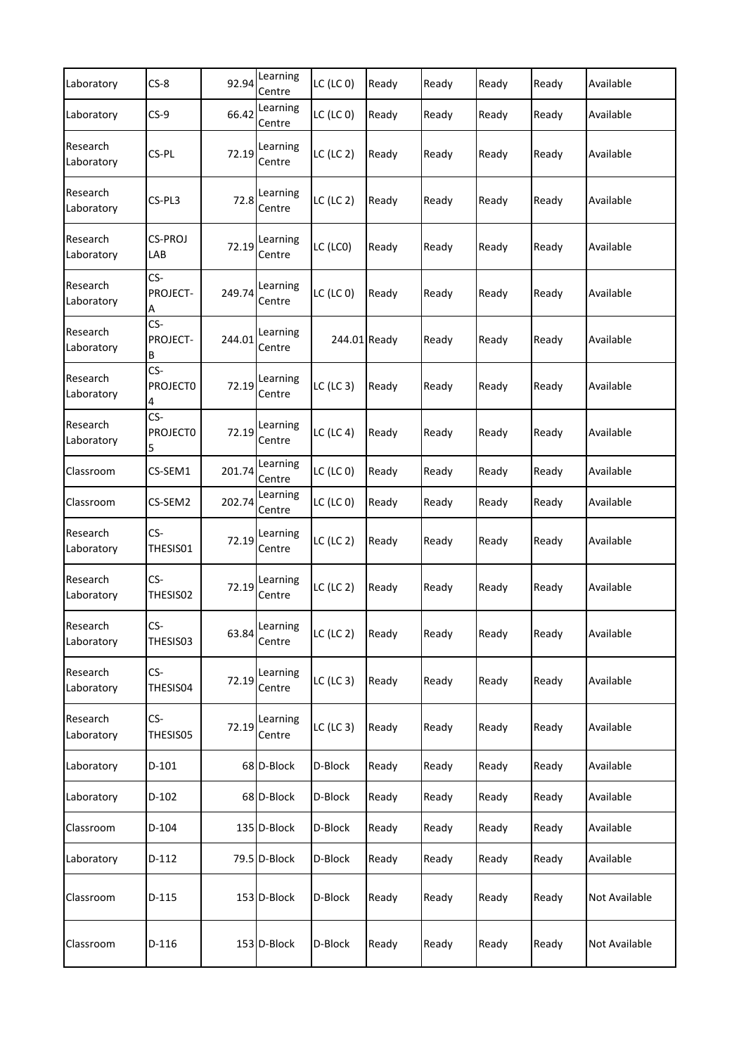| | | | | | | | | | |
|---|---|---|---|---|---|---|---|---|---|
| Laboratory | CS-8 | 92.94 | Learning Centre | LC (LC 0) | Ready | Ready | Ready | Ready | Available |
| Laboratory | CS-9 | 66.42 | Learning Centre | LC (LC 0) | Ready | Ready | Ready | Ready | Available |
| Research Laboratory | CS-PL | 72.19 | Learning Centre | LC (LC 2) | Ready | Ready | Ready | Ready | Available |
| Research Laboratory | CS-PL3 | 72.8 | Learning Centre | LC (LC 2) | Ready | Ready | Ready | Ready | Available |
| Research Laboratory | CS-PROJ LAB | 72.19 | Learning Centre | LC (LC0) | Ready | Ready | Ready | Ready | Available |
| Research Laboratory | CS-PROJECT-A | 249.74 | Learning Centre | LC (LC 0) | Ready | Ready | Ready | Ready | Available |
| Research Laboratory | CS-PROJECT-B | 244.01 | Learning Centre | 244.01 | Ready | Ready | Ready | Ready | Available |
| Research Laboratory | CS-PROJECT04 | 72.19 | Learning Centre | LC (LC 3) | Ready | Ready | Ready | Ready | Available |
| Research Laboratory | CS-PROJECT05 | 72.19 | Learning Centre | LC (LC 4) | Ready | Ready | Ready | Ready | Available |
| Classroom | CS-SEM1 | 201.74 | Learning Centre | LC (LC 0) | Ready | Ready | Ready | Ready | Available |
| Classroom | CS-SEM2 | 202.74 | Learning Centre | LC (LC 0) | Ready | Ready | Ready | Ready | Available |
| Research Laboratory | CS-THESIS01 | 72.19 | Learning Centre | LC (LC 2) | Ready | Ready | Ready | Ready | Available |
| Research Laboratory | CS-THESIS02 | 72.19 | Learning Centre | LC (LC 2) | Ready | Ready | Ready | Ready | Available |
| Research Laboratory | CS-THESIS03 | 63.84 | Learning Centre | LC (LC 2) | Ready | Ready | Ready | Ready | Available |
| Research Laboratory | CS-THESIS04 | 72.19 | Learning Centre | LC (LC 3) | Ready | Ready | Ready | Ready | Available |
| Research Laboratory | CS-THESIS05 | 72.19 | Learning Centre | LC (LC 3) | Ready | Ready | Ready | Ready | Available |
| Laboratory | D-101 | 68 | D-Block | D-Block | Ready | Ready | Ready | Ready | Available |
| Laboratory | D-102 | 68 | D-Block | D-Block | Ready | Ready | Ready | Ready | Available |
| Classroom | D-104 | 135 | D-Block | D-Block | Ready | Ready | Ready | Ready | Available |
| Laboratory | D-112 | 79.5 | D-Block | D-Block | Ready | Ready | Ready | Ready | Available |
| Classroom | D-115 | 153 | D-Block | D-Block | Ready | Ready | Ready | Ready | Not Available |
| Classroom | D-116 | 153 | D-Block | D-Block | Ready | Ready | Ready | Ready | Not Available |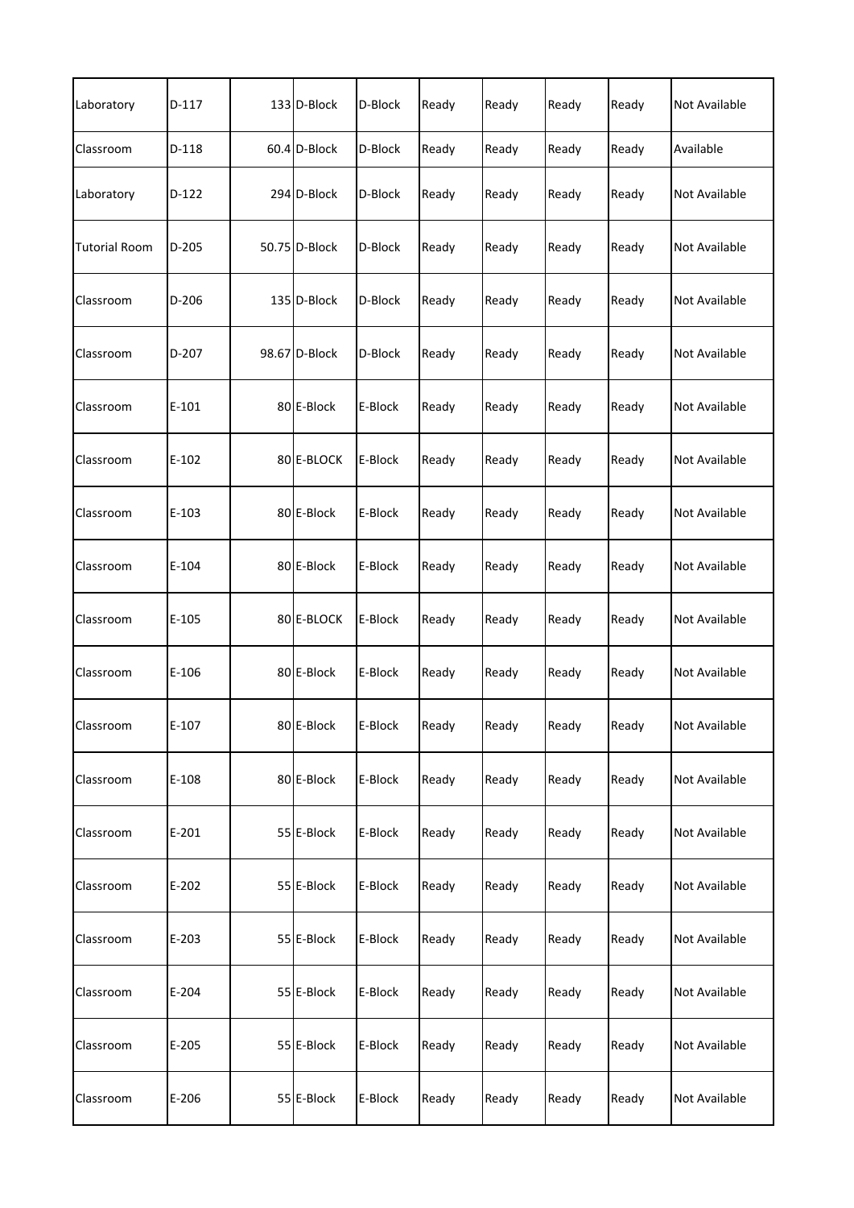| | | | | | | | | | |
|---|---|---|---|---|---|---|---|---|---|
| Laboratory | D-117 | 133 | D-Block | D-Block | Ready | Ready | Ready | Ready | Not Available |
| Classroom | D-118 | 60.4 | D-Block | D-Block | Ready | Ready | Ready | Ready | Available |
| Laboratory | D-122 | 294 | D-Block | D-Block | Ready | Ready | Ready | Ready | Not Available |
| Tutorial Room | D-205 | 50.75 | D-Block | D-Block | Ready | Ready | Ready | Ready | Not Available |
| Classroom | D-206 | 135 | D-Block | D-Block | Ready | Ready | Ready | Ready | Not Available |
| Classroom | D-207 | 98.67 | D-Block | D-Block | Ready | Ready | Ready | Ready | Not Available |
| Classroom | E-101 | 80 | E-Block | E-Block | Ready | Ready | Ready | Ready | Not Available |
| Classroom | E-102 | 80 | E-BLOCK | E-Block | Ready | Ready | Ready | Ready | Not Available |
| Classroom | E-103 | 80 | E-Block | E-Block | Ready | Ready | Ready | Ready | Not Available |
| Classroom | E-104 | 80 | E-Block | E-Block | Ready | Ready | Ready | Ready | Not Available |
| Classroom | E-105 | 80 | E-BLOCK | E-Block | Ready | Ready | Ready | Ready | Not Available |
| Classroom | E-106 | 80 | E-Block | E-Block | Ready | Ready | Ready | Ready | Not Available |
| Classroom | E-107 | 80 | E-Block | E-Block | Ready | Ready | Ready | Ready | Not Available |
| Classroom | E-108 | 80 | E-Block | E-Block | Ready | Ready | Ready | Ready | Not Available |
| Classroom | E-201 | 55 | E-Block | E-Block | Ready | Ready | Ready | Ready | Not Available |
| Classroom | E-202 | 55 | E-Block | E-Block | Ready | Ready | Ready | Ready | Not Available |
| Classroom | E-203 | 55 | E-Block | E-Block | Ready | Ready | Ready | Ready | Not Available |
| Classroom | E-204 | 55 | E-Block | E-Block | Ready | Ready | Ready | Ready | Not Available |
| Classroom | E-205 | 55 | E-Block | E-Block | Ready | Ready | Ready | Ready | Not Available |
| Classroom | E-206 | 55 | E-Block | E-Block | Ready | Ready | Ready | Ready | Not Available |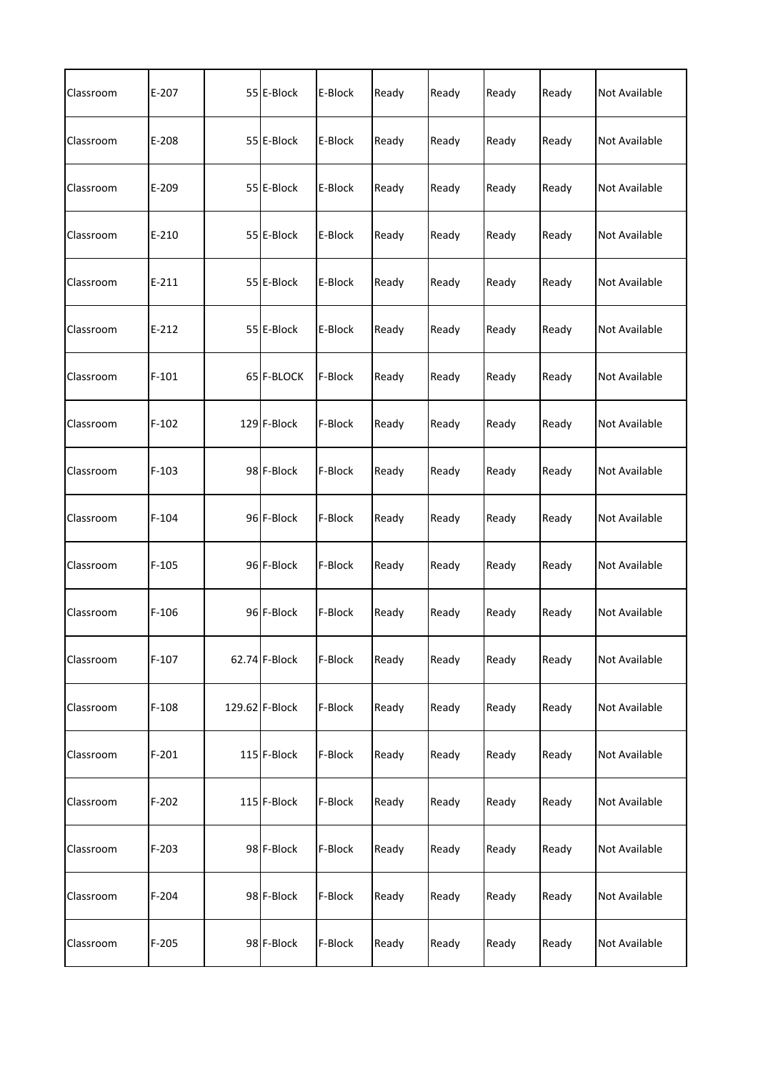| Classroom | E-207 | 55 | E-Block | E-Block | Ready | Ready | Ready | Ready | Not Available |
|---|---|---|---|---|---|---|---|---|---|
| Classroom | E-208 | 55 | E-Block | E-Block | Ready | Ready | Ready | Ready | Not Available |
| Classroom | E-209 | 55 | E-Block | E-Block | Ready | Ready | Ready | Ready | Not Available |
| Classroom | E-210 | 55 | E-Block | E-Block | Ready | Ready | Ready | Ready | Not Available |
| Classroom | E-211 | 55 | E-Block | E-Block | Ready | Ready | Ready | Ready | Not Available |
| Classroom | E-212 | 55 | E-Block | E-Block | Ready | Ready | Ready | Ready | Not Available |
| Classroom | F-101 | 65 | F-BLOCK | F-Block | Ready | Ready | Ready | Ready | Not Available |
| Classroom | F-102 | 129 | F-Block | F-Block | Ready | Ready | Ready | Ready | Not Available |
| Classroom | F-103 | 98 | F-Block | F-Block | Ready | Ready | Ready | Ready | Not Available |
| Classroom | F-104 | 96 | F-Block | F-Block | Ready | Ready | Ready | Ready | Not Available |
| Classroom | F-105 | 96 | F-Block | F-Block | Ready | Ready | Ready | Ready | Not Available |
| Classroom | F-106 | 96 | F-Block | F-Block | Ready | Ready | Ready | Ready | Not Available |
| Classroom | F-107 | 62.74 | F-Block | F-Block | Ready | Ready | Ready | Ready | Not Available |
| Classroom | F-108 | 129.62 | F-Block | F-Block | Ready | Ready | Ready | Ready | Not Available |
| Classroom | F-201 | 115 | F-Block | F-Block | Ready | Ready | Ready | Ready | Not Available |
| Classroom | F-202 | 115 | F-Block | F-Block | Ready | Ready | Ready | Ready | Not Available |
| Classroom | F-203 | 98 | F-Block | F-Block | Ready | Ready | Ready | Ready | Not Available |
| Classroom | F-204 | 98 | F-Block | F-Block | Ready | Ready | Ready | Ready | Not Available |
| Classroom | F-205 | 98 | F-Block | F-Block | Ready | Ready | Ready | Ready | Not Available |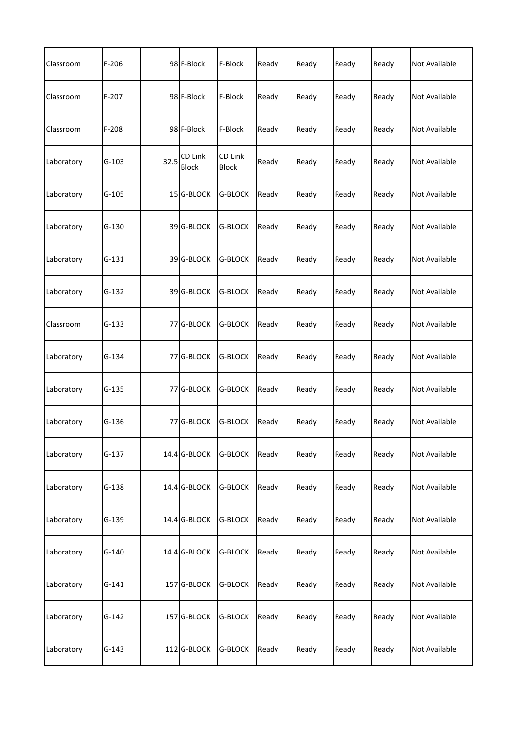| | | | | | | | | | |
|---|---|---|---|---|---|---|---|---|---|
| Classroom | F-206 | 98 | F-Block | F-Block | Ready | Ready | Ready | Ready | Not Available |
| Classroom | F-207 | 98 | F-Block | F-Block | Ready | Ready | Ready | Ready | Not Available |
| Classroom | F-208 | 98 | F-Block | F-Block | Ready | Ready | Ready | Ready | Not Available |
| Laboratory | G-103 | 32.5 | CD Link Block | CD Link Block | Ready | Ready | Ready | Ready | Not Available |
| Laboratory | G-105 | 15 | G-BLOCK | G-BLOCK | Ready | Ready | Ready | Ready | Not Available |
| Laboratory | G-130 | 39 | G-BLOCK | G-BLOCK | Ready | Ready | Ready | Ready | Not Available |
| Laboratory | G-131 | 39 | G-BLOCK | G-BLOCK | Ready | Ready | Ready | Ready | Not Available |
| Laboratory | G-132 | 39 | G-BLOCK | G-BLOCK | Ready | Ready | Ready | Ready | Not Available |
| Classroom | G-133 | 77 | G-BLOCK | G-BLOCK | Ready | Ready | Ready | Ready | Not Available |
| Laboratory | G-134 | 77 | G-BLOCK | G-BLOCK | Ready | Ready | Ready | Ready | Not Available |
| Laboratory | G-135 | 77 | G-BLOCK | G-BLOCK | Ready | Ready | Ready | Ready | Not Available |
| Laboratory | G-136 | 77 | G-BLOCK | G-BLOCK | Ready | Ready | Ready | Ready | Not Available |
| Laboratory | G-137 | 14.4 | G-BLOCK | G-BLOCK | Ready | Ready | Ready | Ready | Not Available |
| Laboratory | G-138 | 14.4 | G-BLOCK | G-BLOCK | Ready | Ready | Ready | Ready | Not Available |
| Laboratory | G-139 | 14.4 | G-BLOCK | G-BLOCK | Ready | Ready | Ready | Ready | Not Available |
| Laboratory | G-140 | 14.4 | G-BLOCK | G-BLOCK | Ready | Ready | Ready | Ready | Not Available |
| Laboratory | G-141 | 157 | G-BLOCK | G-BLOCK | Ready | Ready | Ready | Ready | Not Available |
| Laboratory | G-142 | 157 | G-BLOCK | G-BLOCK | Ready | Ready | Ready | Ready | Not Available |
| Laboratory | G-143 | 112 | G-BLOCK | G-BLOCK | Ready | Ready | Ready | Ready | Not Available |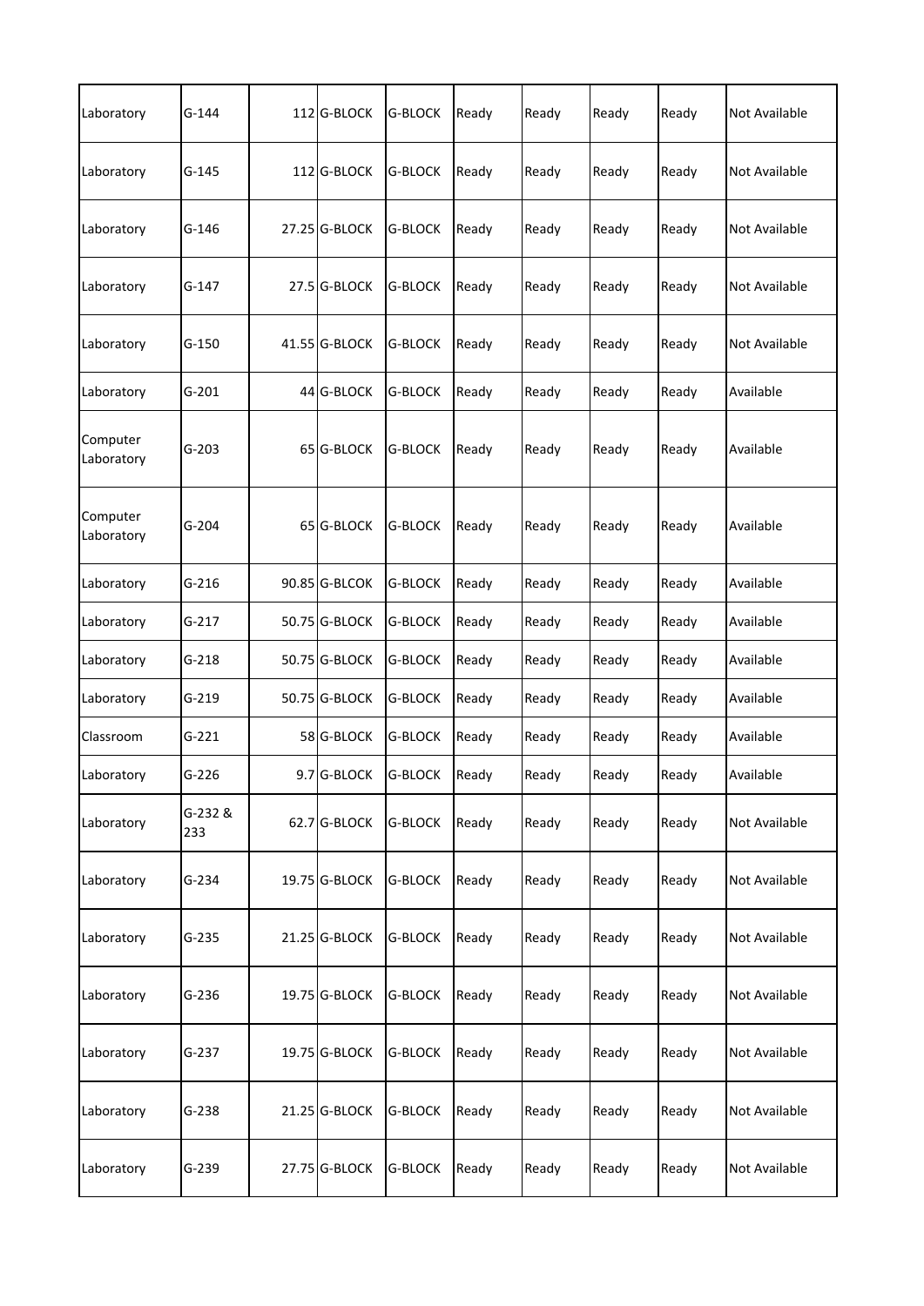| Laboratory | G-144 | 112 | G-BLOCK | G-BLOCK | Ready | Ready | Ready | Ready | Not Available |
|---|---|---|---|---|---|---|---|---|---|
| Laboratory | G-145 | 112 | G-BLOCK | G-BLOCK | Ready | Ready | Ready | Ready | Not Available |
| Laboratory | G-146 | 27.25 | G-BLOCK | G-BLOCK | Ready | Ready | Ready | Ready | Not Available |
| Laboratory | G-147 | 27.5 | G-BLOCK | G-BLOCK | Ready | Ready | Ready | Ready | Not Available |
| Laboratory | G-150 | 41.55 | G-BLOCK | G-BLOCK | Ready | Ready | Ready | Ready | Not Available |
| Laboratory | G-201 | 44 | G-BLOCK | G-BLOCK | Ready | Ready | Ready | Ready | Available |
| Computer Laboratory | G-203 | 65 | G-BLOCK | G-BLOCK | Ready | Ready | Ready | Ready | Available |
| Computer Laboratory | G-204 | 65 | G-BLOCK | G-BLOCK | Ready | Ready | Ready | Ready | Available |
| Laboratory | G-216 | 90.85 | G-BLCOK | G-BLOCK | Ready | Ready | Ready | Ready | Available |
| Laboratory | G-217 | 50.75 | G-BLOCK | G-BLOCK | Ready | Ready | Ready | Ready | Available |
| Laboratory | G-218 | 50.75 | G-BLOCK | G-BLOCK | Ready | Ready | Ready | Ready | Available |
| Laboratory | G-219 | 50.75 | G-BLOCK | G-BLOCK | Ready | Ready | Ready | Ready | Available |
| Classroom | G-221 | 58 | G-BLOCK | G-BLOCK | Ready | Ready | Ready | Ready | Available |
| Laboratory | G-226 | 9.7 | G-BLOCK | G-BLOCK | Ready | Ready | Ready | Ready | Available |
| Laboratory | G-232 & 233 | 62.7 | G-BLOCK | G-BLOCK | Ready | Ready | Ready | Ready | Not Available |
| Laboratory | G-234 | 19.75 | G-BLOCK | G-BLOCK | Ready | Ready | Ready | Ready | Not Available |
| Laboratory | G-235 | 21.25 | G-BLOCK | G-BLOCK | Ready | Ready | Ready | Ready | Not Available |
| Laboratory | G-236 | 19.75 | G-BLOCK | G-BLOCK | Ready | Ready | Ready | Ready | Not Available |
| Laboratory | G-237 | 19.75 | G-BLOCK | G-BLOCK | Ready | Ready | Ready | Ready | Not Available |
| Laboratory | G-238 | 21.25 | G-BLOCK | G-BLOCK | Ready | Ready | Ready | Ready | Not Available |
| Laboratory | G-239 | 27.75 | G-BLOCK | G-BLOCK | Ready | Ready | Ready | Ready | Not Available |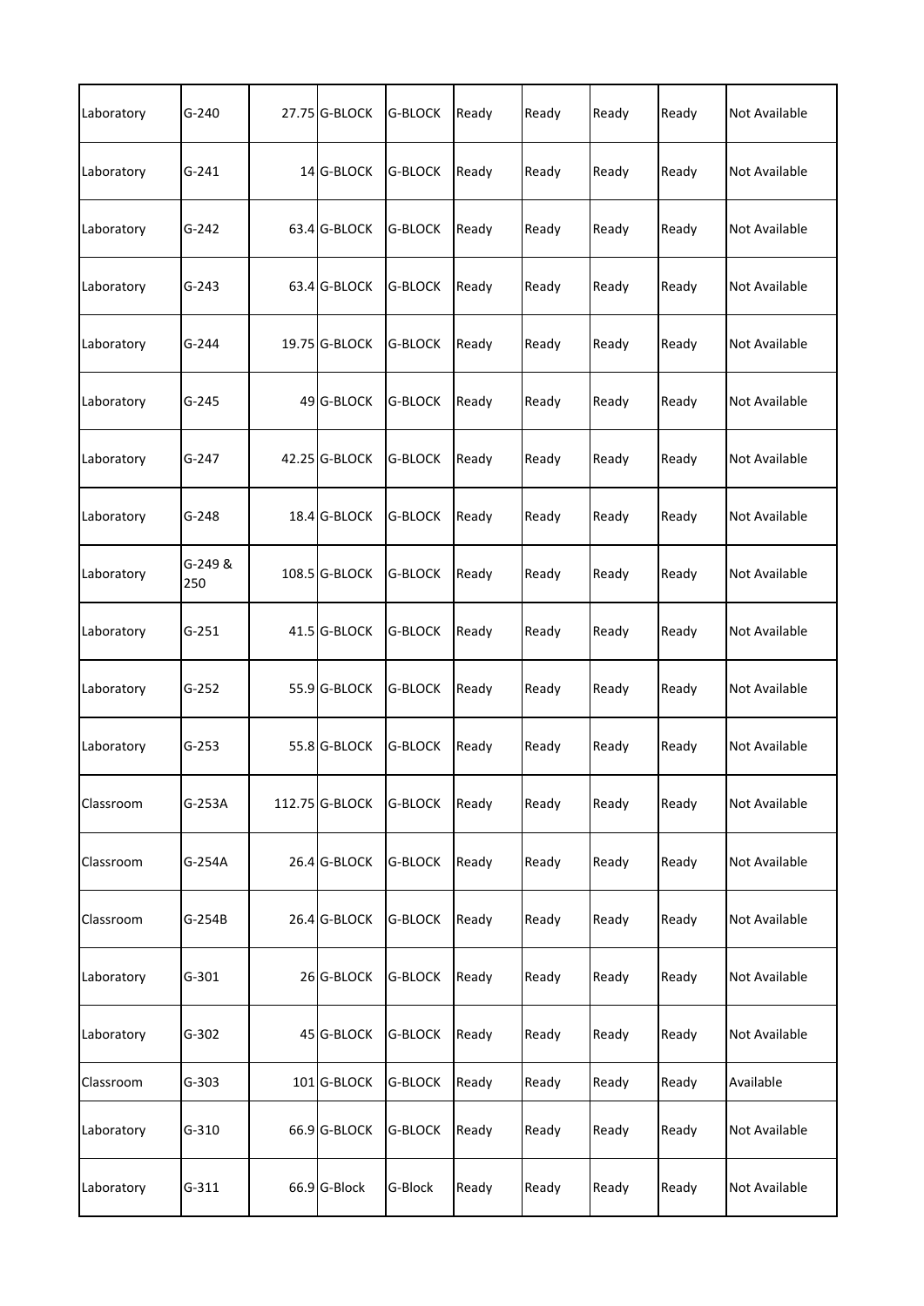| | | | | | | | | | |
|---|---|---|---|---|---|---|---|---|---|
| Laboratory | G-240 | 27.75 | G-BLOCK | G-BLOCK | Ready | Ready | Ready | Ready | Not Available |
| Laboratory | G-241 | 14 | G-BLOCK | G-BLOCK | Ready | Ready | Ready | Ready | Not Available |
| Laboratory | G-242 | 63.4 | G-BLOCK | G-BLOCK | Ready | Ready | Ready | Ready | Not Available |
| Laboratory | G-243 | 63.4 | G-BLOCK | G-BLOCK | Ready | Ready | Ready | Ready | Not Available |
| Laboratory | G-244 | 19.75 | G-BLOCK | G-BLOCK | Ready | Ready | Ready | Ready | Not Available |
| Laboratory | G-245 | 49 | G-BLOCK | G-BLOCK | Ready | Ready | Ready | Ready | Not Available |
| Laboratory | G-247 | 42.25 | G-BLOCK | G-BLOCK | Ready | Ready | Ready | Ready | Not Available |
| Laboratory | G-248 | 18.4 | G-BLOCK | G-BLOCK | Ready | Ready | Ready | Ready | Not Available |
| Laboratory | G-249 & 250 | 108.5 | G-BLOCK | G-BLOCK | Ready | Ready | Ready | Ready | Not Available |
| Laboratory | G-251 | 41.5 | G-BLOCK | G-BLOCK | Ready | Ready | Ready | Ready | Not Available |
| Laboratory | G-252 | 55.9 | G-BLOCK | G-BLOCK | Ready | Ready | Ready | Ready | Not Available |
| Laboratory | G-253 | 55.8 | G-BLOCK | G-BLOCK | Ready | Ready | Ready | Ready | Not Available |
| Classroom | G-253A | 112.75 | G-BLOCK | G-BLOCK | Ready | Ready | Ready | Ready | Not Available |
| Classroom | G-254A | 26.4 | G-BLOCK | G-BLOCK | Ready | Ready | Ready | Ready | Not Available |
| Classroom | G-254B | 26.4 | G-BLOCK | G-BLOCK | Ready | Ready | Ready | Ready | Not Available |
| Laboratory | G-301 | 26 | G-BLOCK | G-BLOCK | Ready | Ready | Ready | Ready | Not Available |
| Laboratory | G-302 | 45 | G-BLOCK | G-BLOCK | Ready | Ready | Ready | Ready | Not Available |
| Classroom | G-303 | 101 | G-BLOCK | G-BLOCK | Ready | Ready | Ready | Ready | Available |
| Laboratory | G-310 | 66.9 | G-BLOCK | G-BLOCK | Ready | Ready | Ready | Ready | Not Available |
| Laboratory | G-311 | 66.9 | G-Block | G-Block | Ready | Ready | Ready | Ready | Not Available |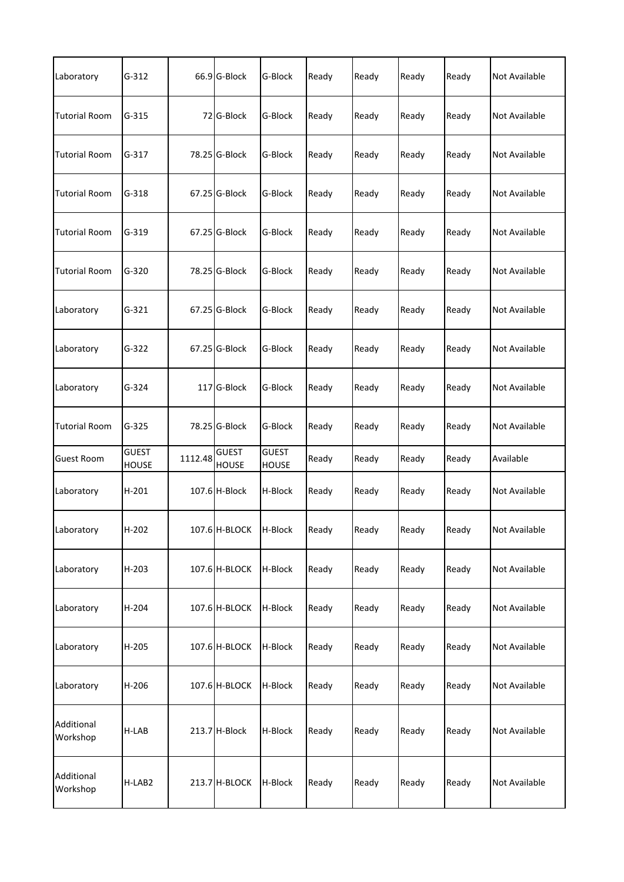| Laboratory | G-312 | 66.9 | G-Block | G-Block | Ready | Ready | Ready | Ready | Not Available |
|---|---|---|---|---|---|---|---|---|---|
| Tutorial Room | G-315 | 72 | G-Block | G-Block | Ready | Ready | Ready | Ready | Not Available |
| Tutorial Room | G-317 | 78.25 | G-Block | G-Block | Ready | Ready | Ready | Ready | Not Available |
| Tutorial Room | G-318 | 67.25 | G-Block | G-Block | Ready | Ready | Ready | Ready | Not Available |
| Tutorial Room | G-319 | 67.25 | G-Block | G-Block | Ready | Ready | Ready | Ready | Not Available |
| Tutorial Room | G-320 | 78.25 | G-Block | G-Block | Ready | Ready | Ready | Ready | Not Available |
| Laboratory | G-321 | 67.25 | G-Block | G-Block | Ready | Ready | Ready | Ready | Not Available |
| Laboratory | G-322 | 67.25 | G-Block | G-Block | Ready | Ready | Ready | Ready | Not Available |
| Laboratory | G-324 | 117 | G-Block | G-Block | Ready | Ready | Ready | Ready | Not Available |
| Tutorial Room | G-325 | 78.25 | G-Block | G-Block | Ready | Ready | Ready | Ready | Not Available |
| Guest Room | GUEST HOUSE | 1112.48 | GUEST HOUSE | GUEST HOUSE | Ready | Ready | Ready | Ready | Available |
| Laboratory | H-201 | 107.6 | H-Block | H-Block | Ready | Ready | Ready | Ready | Not Available |
| Laboratory | H-202 | 107.6 | H-BLOCK | H-Block | Ready | Ready | Ready | Ready | Not Available |
| Laboratory | H-203 | 107.6 | H-BLOCK | H-Block | Ready | Ready | Ready | Ready | Not Available |
| Laboratory | H-204 | 107.6 | H-BLOCK | H-Block | Ready | Ready | Ready | Ready | Not Available |
| Laboratory | H-205 | 107.6 | H-BLOCK | H-Block | Ready | Ready | Ready | Ready | Not Available |
| Laboratory | H-206 | 107.6 | H-BLOCK | H-Block | Ready | Ready | Ready | Ready | Not Available |
| Additional Workshop | H-LAB | 213.7 | H-Block | H-Block | Ready | Ready | Ready | Ready | Not Available |
| Additional Workshop | H-LAB2 | 213.7 | H-BLOCK | H-Block | Ready | Ready | Ready | Ready | Not Available |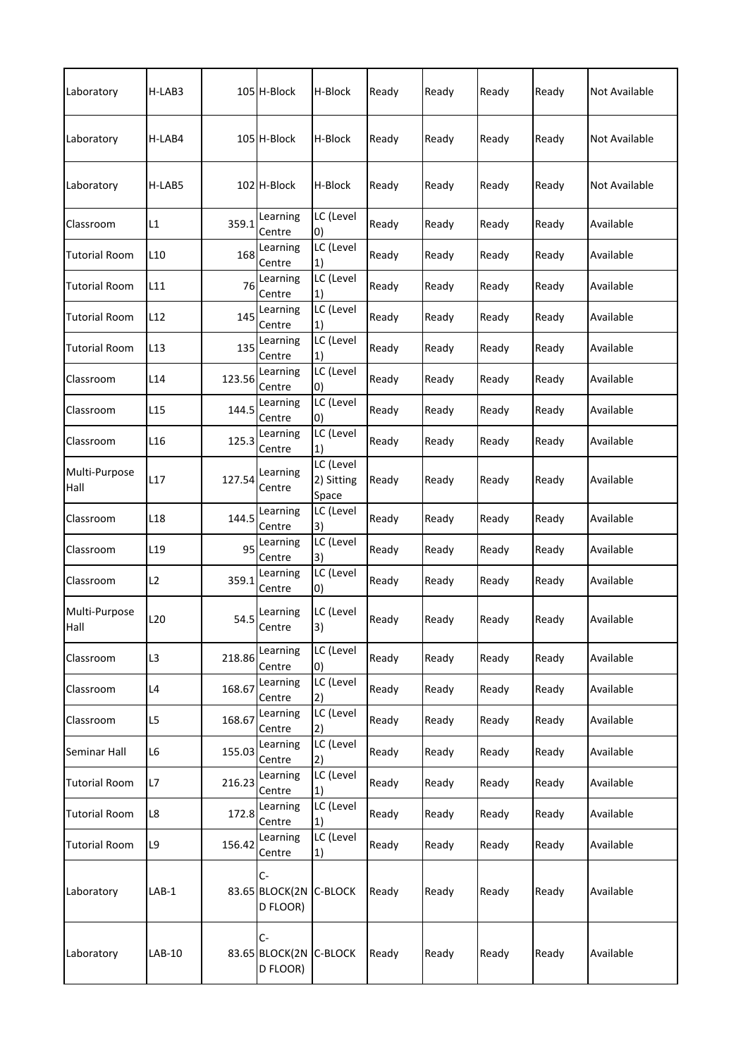| | | | | | | | | | |
|---|---|---|---|---|---|---|---|---|---|
| Laboratory | H-LAB3 | 105 | H-Block | H-Block | Ready | Ready | Ready | Ready | Not Available |
| Laboratory | H-LAB4 | 105 | H-Block | H-Block | Ready | Ready | Ready | Ready | Not Available |
| Laboratory | H-LAB5 | 102 | H-Block | H-Block | Ready | Ready | Ready | Ready | Not Available |
| Classroom | L1 | 359.1 | Learning Centre | LC (Level 0) | Ready | Ready | Ready | Ready | Available |
| Tutorial Room | L10 | 168 | Learning Centre | LC (Level 1) | Ready | Ready | Ready | Ready | Available |
| Tutorial Room | L11 | 76 | Learning Centre | LC (Level 1) | Ready | Ready | Ready | Ready | Available |
| Tutorial Room | L12 | 145 | Learning Centre | LC (Level 1) | Ready | Ready | Ready | Ready | Available |
| Tutorial Room | L13 | 135 | Learning Centre | LC (Level 1) | Ready | Ready | Ready | Ready | Available |
| Classroom | L14 | 123.56 | Learning Centre | LC (Level 0) | Ready | Ready | Ready | Ready | Available |
| Classroom | L15 | 144.5 | Learning Centre | LC (Level 0) | Ready | Ready | Ready | Ready | Available |
| Classroom | L16 | 125.3 | Learning Centre | LC (Level 1) | Ready | Ready | Ready | Ready | Available |
| Multi-Purpose Hall | L17 | 127.54 | Learning Centre | LC (Level 2) Sitting Space | Ready | Ready | Ready | Ready | Available |
| Classroom | L18 | 144.5 | Learning Centre | LC (Level 3) | Ready | Ready | Ready | Ready | Available |
| Classroom | L19 | 95 | Learning Centre | LC (Level 3) | Ready | Ready | Ready | Ready | Available |
| Classroom | L2 | 359.1 | Learning Centre | LC (Level 0) | Ready | Ready | Ready | Ready | Available |
| Multi-Purpose Hall | L20 | 54.5 | Learning Centre | LC (Level 3) | Ready | Ready | Ready | Ready | Available |
| Classroom | L3 | 218.86 | Learning Centre | LC (Level 0) | Ready | Ready | Ready | Ready | Available |
| Classroom | L4 | 168.67 | Learning Centre | LC (Level 2) | Ready | Ready | Ready | Ready | Available |
| Classroom | L5 | 168.67 | Learning Centre | LC (Level 2) | Ready | Ready | Ready | Ready | Available |
| Seminar Hall | L6 | 155.03 | Learning Centre | LC (Level 2) | Ready | Ready | Ready | Ready | Available |
| Tutorial Room | L7 | 216.23 | Learning Centre | LC (Level 1) | Ready | Ready | Ready | Ready | Available |
| Tutorial Room | L8 | 172.8 | Learning Centre | LC (Level 1) | Ready | Ready | Ready | Ready | Available |
| Tutorial Room | L9 | 156.42 | Learning Centre | LC (Level 1) | Ready | Ready | Ready | Ready | Available |
| Laboratory | LAB-1 | 83.65 | C-BLOCK(2ND FLOOR) | C-BLOCK | Ready | Ready | Ready | Ready | Available |
| Laboratory | LAB-10 | 83.65 | C-BLOCK(2ND FLOOR) | C-BLOCK | Ready | Ready | Ready | Ready | Available |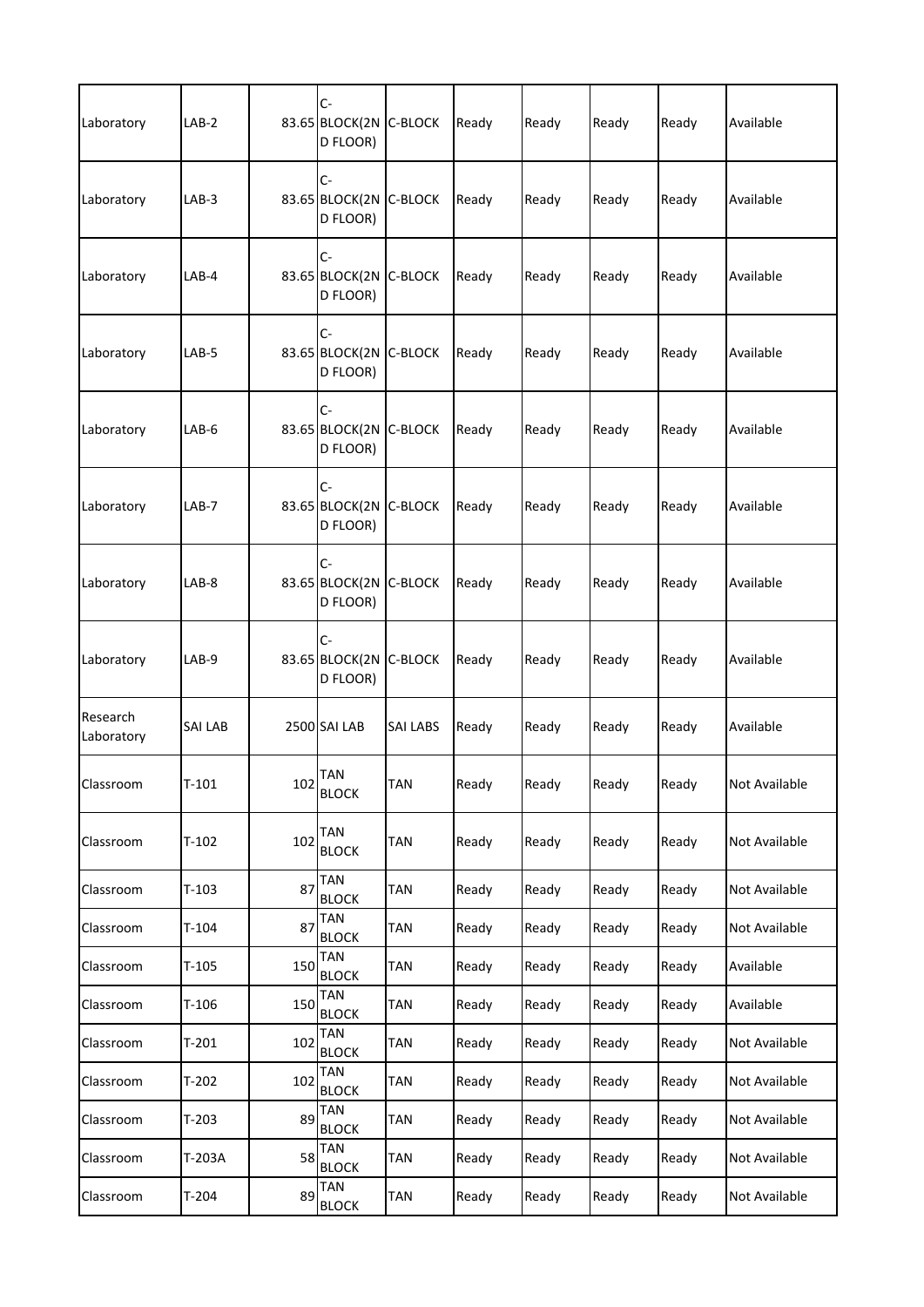| | | | | | | | | | |
|---|---|---|---|---|---|---|---|---|---|
| Laboratory | LAB-2 | 83.65 | C-BLOCK(2ND FLOOR) | C-BLOCK | Ready | Ready | Ready | Ready | Available |
| Laboratory | LAB-3 | 83.65 | C-BLOCK(2ND FLOOR) | C-BLOCK | Ready | Ready | Ready | Ready | Available |
| Laboratory | LAB-4 | 83.65 | C-BLOCK(2ND FLOOR) | C-BLOCK | Ready | Ready | Ready | Ready | Available |
| Laboratory | LAB-5 | 83.65 | C-BLOCK(2ND FLOOR) | C-BLOCK | Ready | Ready | Ready | Ready | Available |
| Laboratory | LAB-6 | 83.65 | C-BLOCK(2ND FLOOR) | C-BLOCK | Ready | Ready | Ready | Ready | Available |
| Laboratory | LAB-7 | 83.65 | C-BLOCK(2ND FLOOR) | C-BLOCK | Ready | Ready | Ready | Ready | Available |
| Laboratory | LAB-8 | 83.65 | C-BLOCK(2ND FLOOR) | C-BLOCK | Ready | Ready | Ready | Ready | Available |
| Laboratory | LAB-9 | 83.65 | C-BLOCK(2ND FLOOR) | C-BLOCK | Ready | Ready | Ready | Ready | Available |
| Research Laboratory | SAI LAB | 2500 | SAI LAB | SAI LABS | Ready | Ready | Ready | Ready | Available |
| Classroom | T-101 | 102 | TAN BLOCK | TAN | Ready | Ready | Ready | Ready | Not Available |
| Classroom | T-102 | 102 | TAN BLOCK | TAN | Ready | Ready | Ready | Ready | Not Available |
| Classroom | T-103 | 87 | TAN BLOCK | TAN | Ready | Ready | Ready | Ready | Not Available |
| Classroom | T-104 | 87 | TAN BLOCK | TAN | Ready | Ready | Ready | Ready | Not Available |
| Classroom | T-105 | 150 | TAN BLOCK | TAN | Ready | Ready | Ready | Ready | Available |
| Classroom | T-106 | 150 | TAN BLOCK | TAN | Ready | Ready | Ready | Ready | Available |
| Classroom | T-201 | 102 | TAN BLOCK | TAN | Ready | Ready | Ready | Ready | Not Available |
| Classroom | T-202 | 102 | TAN BLOCK | TAN | Ready | Ready | Ready | Ready | Not Available |
| Classroom | T-203 | 89 | TAN BLOCK | TAN | Ready | Ready | Ready | Ready | Not Available |
| Classroom | T-203A | 58 | TAN BLOCK | TAN | Ready | Ready | Ready | Ready | Not Available |
| Classroom | T-204 | 89 | TAN BLOCK | TAN | Ready | Ready | Ready | Ready | Not Available |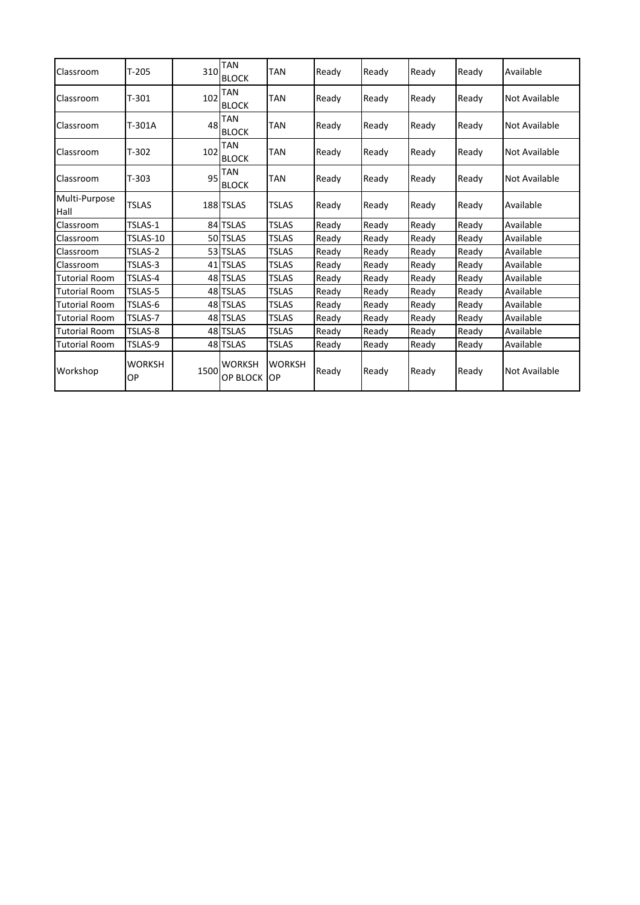| Classroom | T-205 | 310 | TAN BLOCK | TAN | Ready | Ready | Ready | Ready | Available |
|---|---|---|---|---|---|---|---|---|---|
| Classroom | T-301 | 102 | TAN BLOCK | TAN | Ready | Ready | Ready | Ready | Not Available |
| Classroom | T-301A | 48 | TAN BLOCK | TAN | Ready | Ready | Ready | Ready | Not Available |
| Classroom | T-302 | 102 | TAN BLOCK | TAN | Ready | Ready | Ready | Ready | Not Available |
| Classroom | T-303 | 95 | TAN BLOCK | TAN | Ready | Ready | Ready | Ready | Not Available |
| Multi-Purpose Hall | TSLAS | 188 | TSLAS | TSLAS | Ready | Ready | Ready | Ready | Available |
| Classroom | TSLAS-1 | 84 | TSLAS | TSLAS | Ready | Ready | Ready | Ready | Available |
| Classroom | TSLAS-10 | 50 | TSLAS | TSLAS | Ready | Ready | Ready | Ready | Available |
| Classroom | TSLAS-2 | 53 | TSLAS | TSLAS | Ready | Ready | Ready | Ready | Available |
| Classroom | TSLAS-3 | 41 | TSLAS | TSLAS | Ready | Ready | Ready | Ready | Available |
| Tutorial Room | TSLAS-4 | 48 | TSLAS | TSLAS | Ready | Ready | Ready | Ready | Available |
| Tutorial Room | TSLAS-5 | 48 | TSLAS | TSLAS | Ready | Ready | Ready | Ready | Available |
| Tutorial Room | TSLAS-6 | 48 | TSLAS | TSLAS | Ready | Ready | Ready | Ready | Available |
| Tutorial Room | TSLAS-7 | 48 | TSLAS | TSLAS | Ready | Ready | Ready | Ready | Available |
| Tutorial Room | TSLAS-8 | 48 | TSLAS | TSLAS | Ready | Ready | Ready | Ready | Available |
| Tutorial Room | TSLAS-9 | 48 | TSLAS | TSLAS | Ready | Ready | Ready | Ready | Available |
| Workshop | WORKSHOP | 1500 | WORKSHOP BLOCK | WORKSHOP | Ready | Ready | Ready | Ready | Not Available |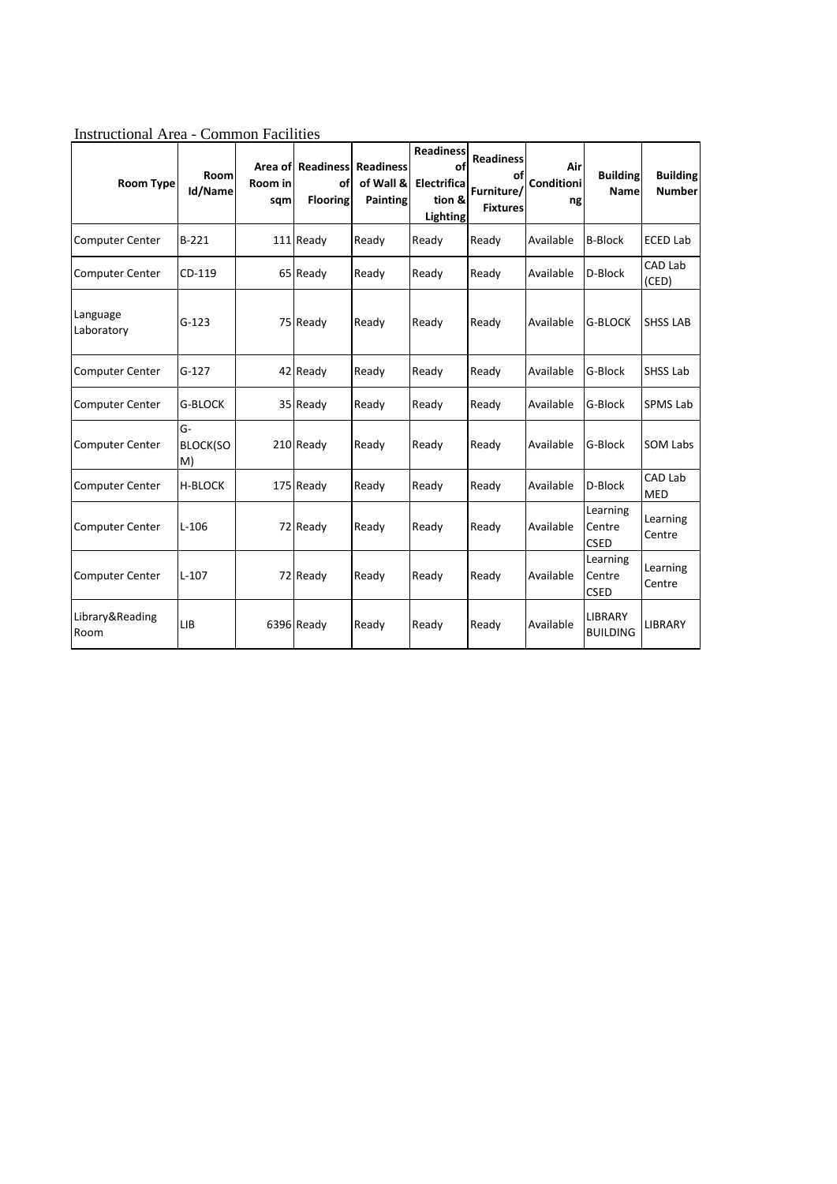Instructional Area - Common Facilities

| Room Type | Room Id/Name | Area of Room in sqm | Readiness of Flooring | Readiness of Wall & Painting | Readiness of Electrification & Lighting | Readiness of Furniture/ Fixtures | Air Conditioning | Building Name | Building Number |
|---|---|---|---|---|---|---|---|---|---|
| Computer Center | B-221 | 111 | Ready | Ready | Ready | Ready | Available | B-Block | ECED Lab |
| Computer Center | CD-119 | 65 | Ready | Ready | Ready | Ready | Available | D-Block | CAD Lab (CED) |
| Language Laboratory | G-123 | 75 | Ready | Ready | Ready | Ready | Available | G-BLOCK | SHSS LAB |
| Computer Center | G-127 | 42 | Ready | Ready | Ready | Ready | Available | G-Block | SHSS Lab |
| Computer Center | G-BLOCK | 35 | Ready | Ready | Ready | Ready | Available | G-Block | SPMS Lab |
| Computer Center | G-BLOCK(SOM) | 210 | Ready | Ready | Ready | Ready | Available | G-Block | SOM Labs |
| Computer Center | H-BLOCK | 175 | Ready | Ready | Ready | Ready | Available | D-Block | CAD Lab MED |
| Computer Center | L-106 | 72 | Ready | Ready | Ready | Ready | Available | Learning Centre CSED | Learning Centre |
| Computer Center | L-107 | 72 | Ready | Ready | Ready | Ready | Available | Learning Centre CSED | Learning Centre |
| Library&Reading Room | LIB | 6396 | Ready | Ready | Ready | Ready | Available | LIBRARY BUILDING | LIBRARY |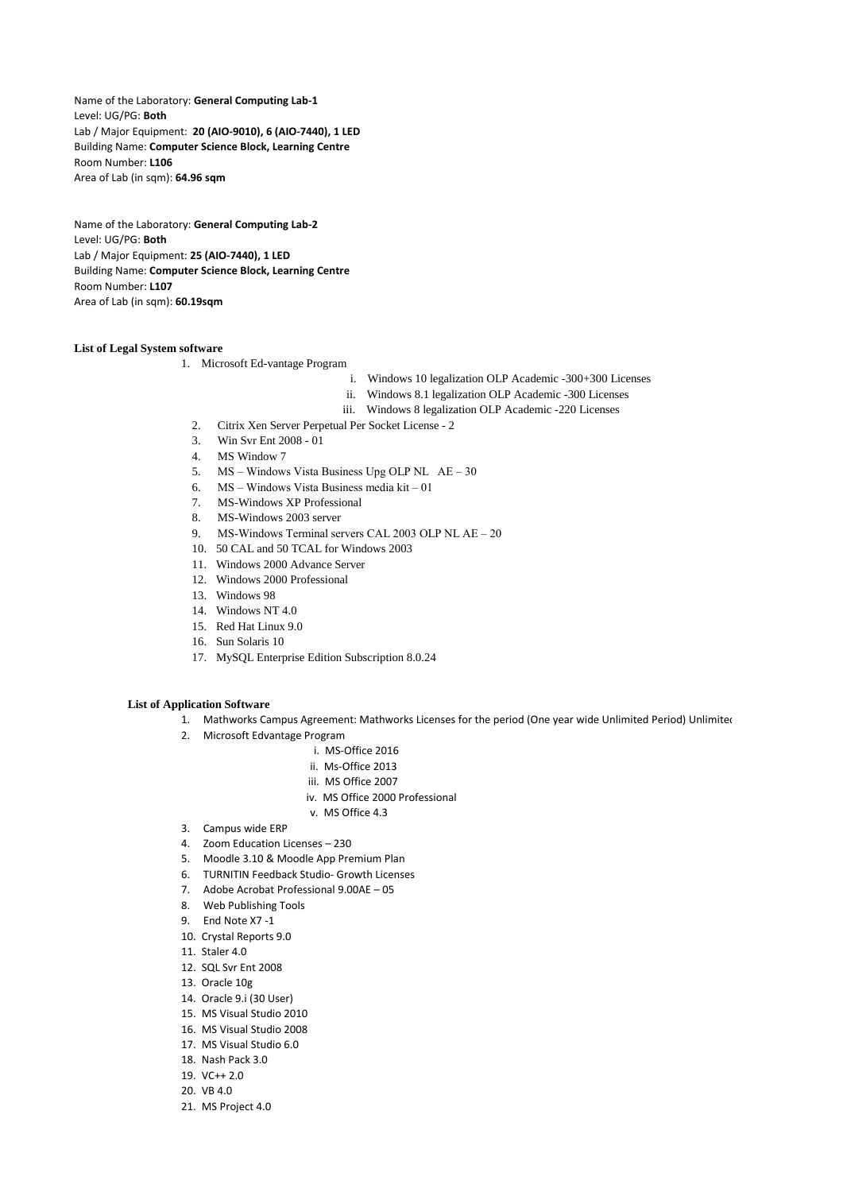Name of the Laboratory: **General Computing Lab-1**
Level: UG/PG: **Both**
Lab / Major Equipment: **20 (AIO-9010), 6 (AIO-7440), 1 LED**
Building Name: **Computer Science Block, Learning Centre**
Room Number: **L106**
Area of Lab (in sqm): **64.96 sqm**

Name of the Laboratory: **General Computing Lab-2**
Level: UG/PG: **Both**
Lab / Major Equipment: **25 (AIO-7440), 1 LED**
Building Name: **Computer Science Block, Learning Centre**
Room Number: **L107**
Area of Lab (in sqm): **60.19sqm**

**List of Legal System software**

1. Microsoft Ed-vantage Program
   - i. Windows 10 legalization OLP Academic -300+300 Licenses
   - ii. Windows 8.1 legalization OLP Academic -300 Licenses
   - iii. Windows 8 legalization OLP Academic -220 Licenses
2. Citrix Xen Server Perpetual Per Socket License - 2
3. Win Svr Ent 2008 - 01
4. MS Window 7
5. MS – Windows Vista Business Upg OLP NL AE – 30
6. MS – Windows Vista Business media kit – 01
7. MS-Windows XP Professional
8. MS-Windows 2003 server
9. MS-Windows Terminal servers CAL 2003 OLP NL AE – 20
10. 50 CAL and 50 TCAL for Windows 2003
11. Windows 2000 Advance Server
12. Windows 2000 Professional
13. Windows 98
14. Windows NT 4.0
15. Red Hat Linux 9.0
16. Sun Solaris 10
17. MySQL Enterprise Edition Subscription 8.0.24

**List of Application Software**

1. Mathworks Campus Agreement: Mathworks Licenses for the period (One year wide Unlimited Period) Unlimited
2. Microsoft Edvantage Program
   - i. MS-Office 2016
   - ii. Ms-Office 2013
   - iii. MS Office 2007
   - iv. MS Office 2000 Professional
   - v. MS Office 4.3
3. Campus wide ERP
4. Zoom Education Licenses – 230
5. Moodle 3.10 & Moodle App Premium Plan
6. TURNITIN Feedback Studio- Growth Licenses
7. Adobe Acrobat Professional 9.00AE – 05
8. Web Publishing Tools
9. End Note X7 -1
10. Crystal Reports 9.0
11. Staler 4.0
12. SQL Svr Ent 2008
13. Oracle 10g
14. Oracle 9.i (30 User)
15. MS Visual Studio 2010
16. MS Visual Studio 2008
17. MS Visual Studio 6.0
18. Nash Pack 3.0
19. VC++ 2.0
20. VB 4.0
21. MS Project 4.0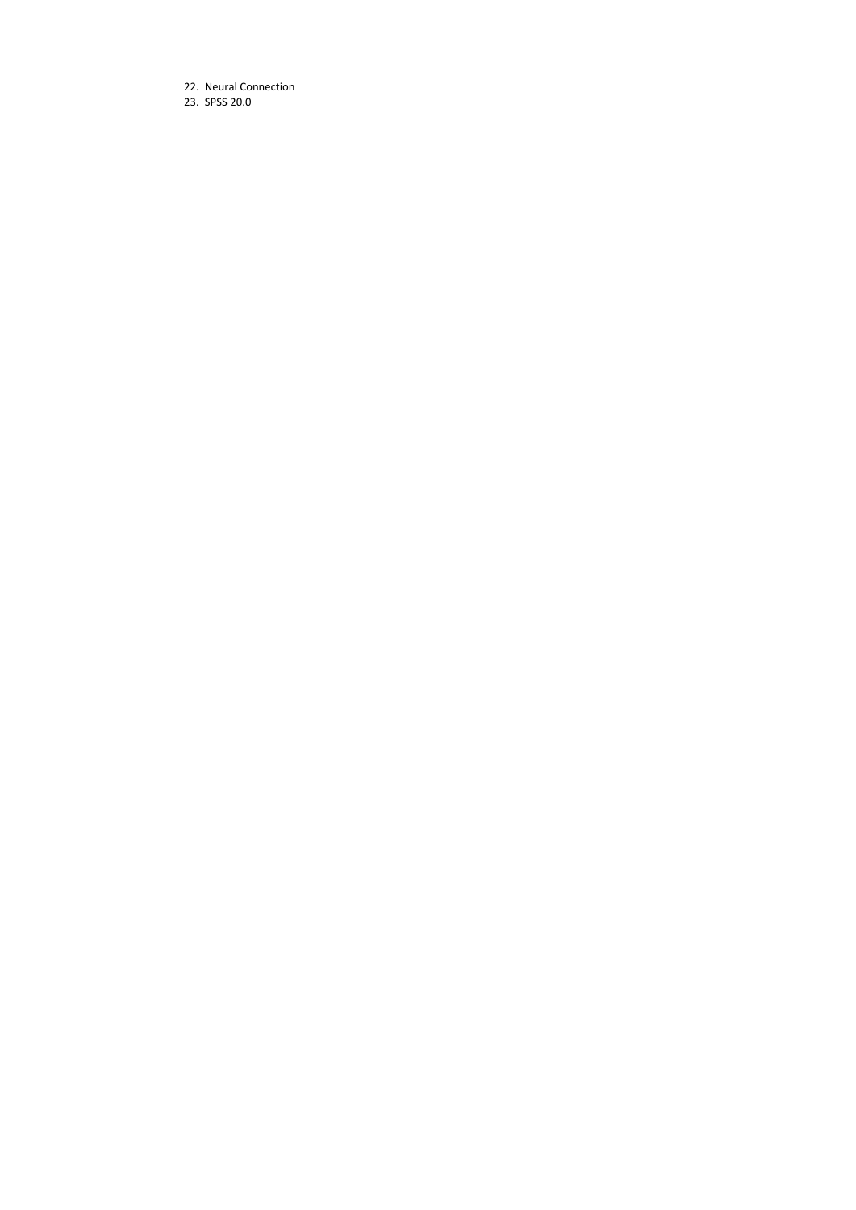22. Neural Connection
23. SPSS 20.0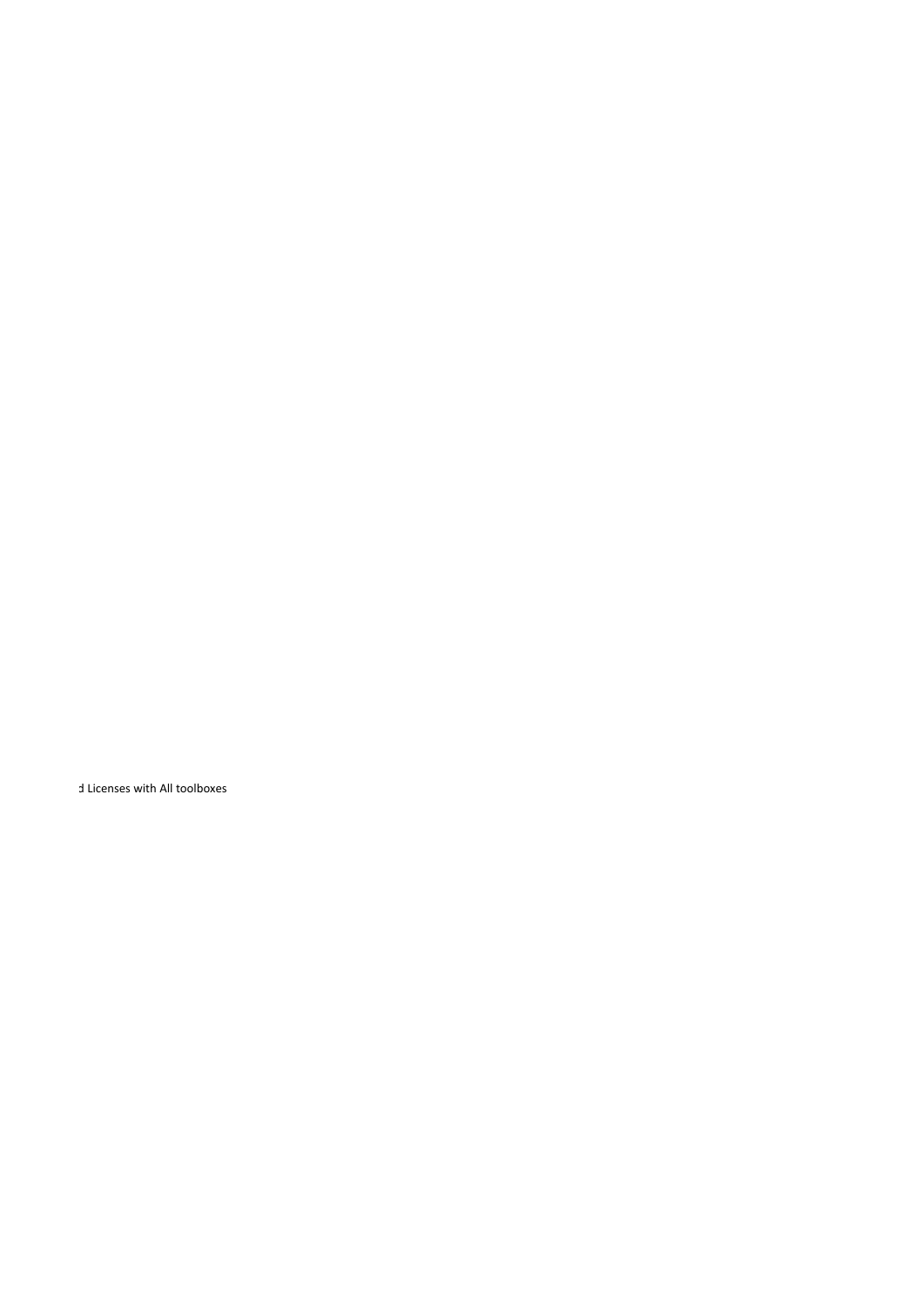d Licenses with All toolboxes